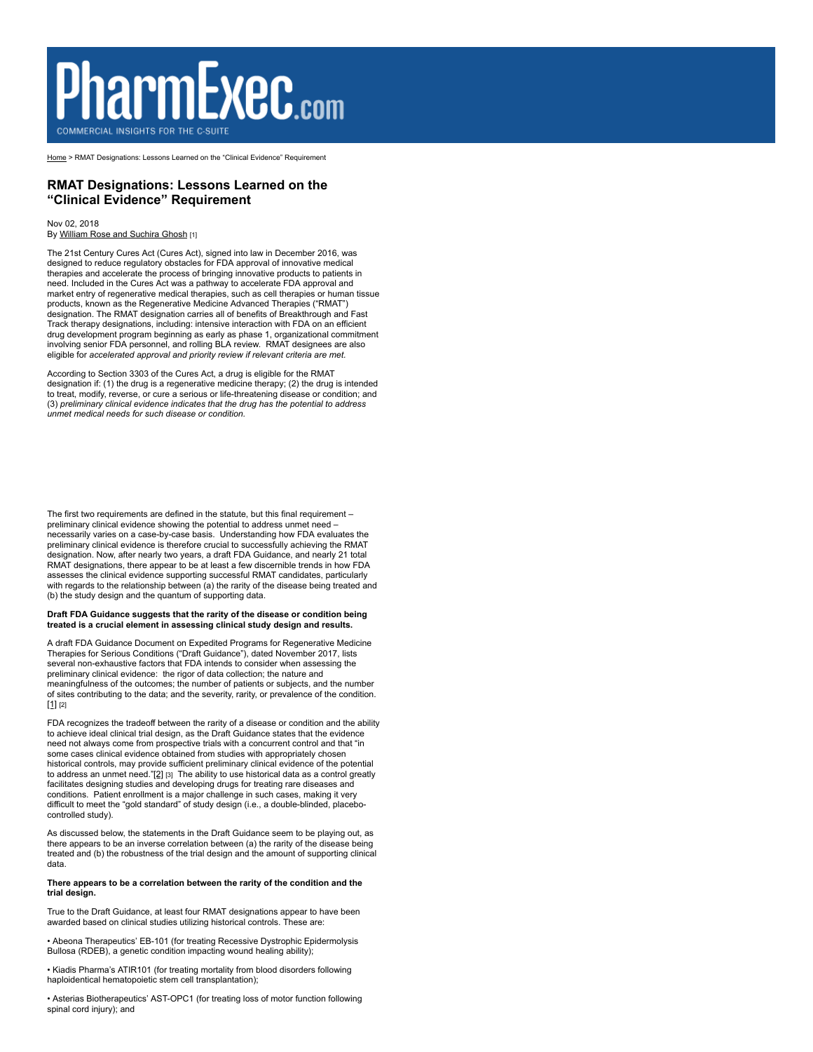# PharmExec.com

COMMERCIAL INSIGHTS FOR THE C-SUITE

Home > RMAT Designations: Lessons Learned on the "Clinical Evidence" Requirement

## RMAT Designations: Lessons Learned on the "Clinical Evidence" Requirement

Nov 02, 2018
By William Rose and Suchira Ghosh [1]

The 21st Century Cures Act (Cures Act), signed into law in December 2016, was designed to reduce regulatory obstacles for FDA approval of innovative medical therapies and accelerate the process of bringing innovative products to patients in need. Included in the Cures Act was a pathway to accelerate FDA approval and market entry of regenerative medical therapies, such as cell therapies or human tissue products, known as the Regenerative Medicine Advanced Therapies ("RMAT") designation. The RMAT designation carries all of benefits of Breakthrough and Fast Track therapy designations, including: intensive interaction with FDA on an efficient drug development program beginning as early as phase 1, organizational commitment involving senior FDA personnel, and rolling BLA review. RMAT designees are also eligible for *accelerated approval and priority review if relevant criteria are met.*

According to Section 3303 of the Cures Act, a drug is eligible for the RMAT designation if: (1) the drug is a regenerative medicine therapy; (2) the drug is intended to treat, modify, reverse, or cure a serious or life-threatening disease or condition; and (3) *preliminary clinical evidence indicates that the drug has the potential to address unmet medical needs for such disease or condition.*

The first two requirements are defined in the statute, but this final requirement – preliminary clinical evidence showing the potential to address unmet need – necessarily varies on a case-by-case basis. Understanding how FDA evaluates the preliminary clinical evidence is therefore crucial to successfully achieving the RMAT designation. Now, after nearly two years, a draft FDA Guidance, and nearly 21 total RMAT designations, there appear to be at least a few discernible trends in how FDA assesses the clinical evidence supporting successful RMAT candidates, particularly with regards to the relationship between (a) the rarity of the disease being treated and (b) the study design and the quantum of supporting data.

**Draft FDA Guidance suggests that the rarity of the disease or condition being treated is a crucial element in assessing clinical study design and results.**

A draft FDA Guidance Document on Expedited Programs for Regenerative Medicine Therapies for Serious Conditions ("Draft Guidance"), dated November 2017, lists several non-exhaustive factors that FDA intends to consider when assessing the preliminary clinical evidence: the rigor of data collection; the nature and meaningfulness of the outcomes; the number of patients or subjects, and the number of sites contributing to the data; and the severity, rarity, or prevalence of the condition. [1] [2]

FDA recognizes the tradeoff between the rarity of a disease or condition and the ability to achieve ideal clinical trial design, as the Draft Guidance states that the evidence need not always come from prospective trials with a concurrent control and that "in some cases clinical evidence obtained from studies with appropriately chosen historical controls, may provide sufficient preliminary clinical evidence of the potential to address an unmet need."[2] [3] The ability to use historical data as a control greatly facilitates designing studies and developing drugs for treating rare diseases and conditions. Patient enrollment is a major challenge in such cases, making it very difficult to meet the "gold standard" of study design (i.e., a double-blinded, placebo-controlled study).

As discussed below, the statements in the Draft Guidance seem to be playing out, as there appears to be an inverse correlation between (a) the rarity of the disease being treated and (b) the robustness of the trial design and the amount of supporting clinical data.

**There appears to be a correlation between the rarity of the condition and the trial design.**

True to the Draft Guidance, at least four RMAT designations appear to have been awarded based on clinical studies utilizing historical controls. These are:

• Abeona Therapeutics' EB-101 (for treating Recessive Dystrophic Epidermolysis Bullosa (RDEB), a genetic condition impacting wound healing ability);

• Kiadis Pharma's ATIR101 (for treating mortality from blood disorders following haploidentical hematopoietic stem cell transplantation);

• Asterias Biotherapeutics' AST-OPC1 (for treating loss of motor function following spinal cord injury); and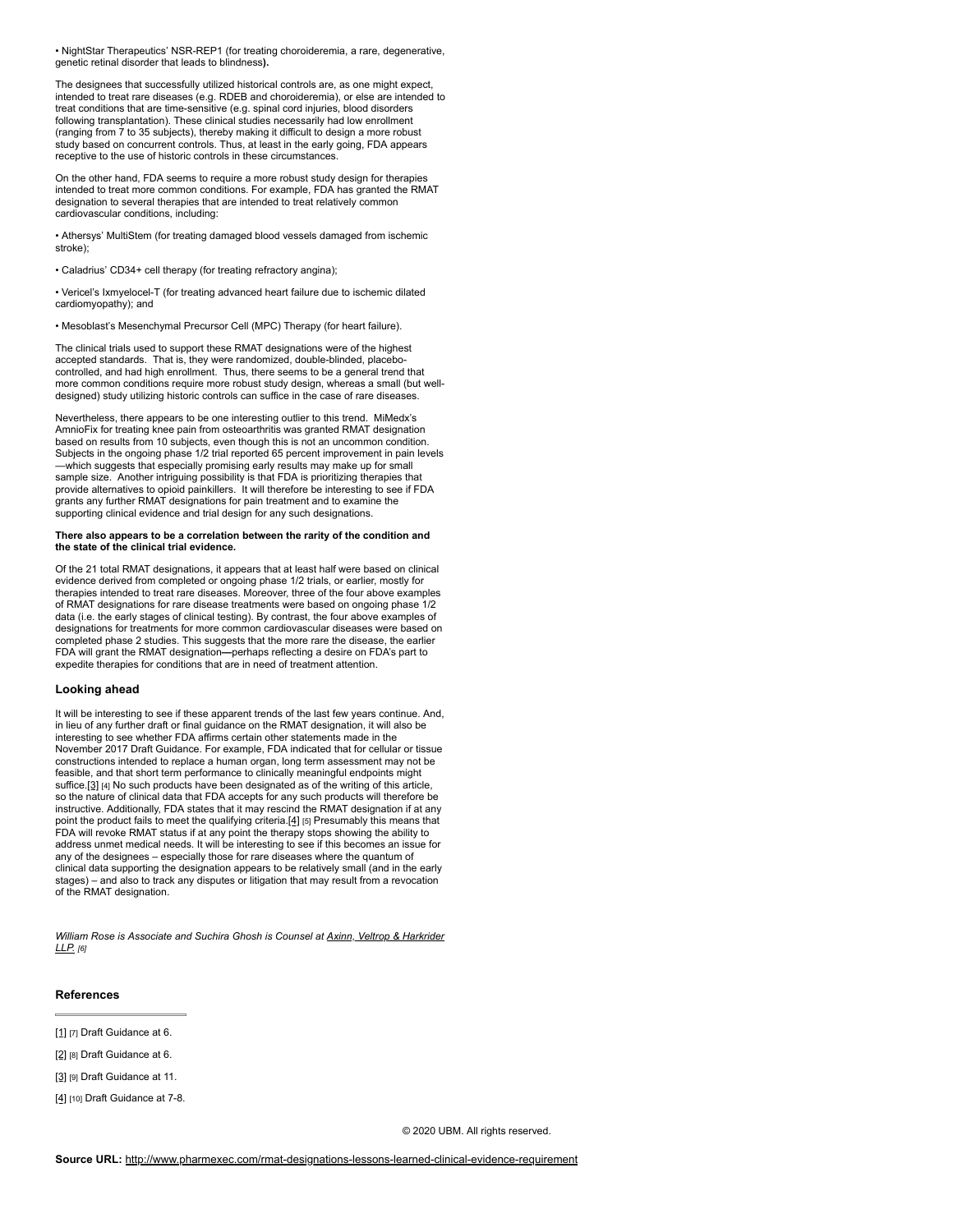• NightStar Therapeutics' NSR-REP1 (for treating choroideremia, a rare, degenerative, genetic retinal disorder that leads to blindness**).**

The designees that successfully utilized historical controls are, as one might expect, intended to treat rare diseases (e.g. RDEB and choroideremia), or else are intended to treat conditions that are time-sensitive (e.g. spinal cord injuries, blood disorders following transplantation). These clinical studies necessarily had low enrollment (ranging from 7 to 35 subjects), thereby making it difficult to design a more robust study based on concurrent controls. Thus, at least in the early going, FDA appears receptive to the use of historic controls in these circumstances.

On the other hand, FDA seems to require a more robust study design for therapies intended to treat more common conditions. For example, FDA has granted the RMAT designation to several therapies that are intended to treat relatively common cardiovascular conditions, including:

• Athersys' MultiStem (for treating damaged blood vessels damaged from ischemic stroke);

• Caladrius' CD34+ cell therapy (for treating refractory angina);

• Vericel's Ixmyelocel-T (for treating advanced heart failure due to ischemic dilated cardiomyopathy); and

• Mesoblast's Mesenchymal Precursor Cell (MPC) Therapy (for heart failure).

The clinical trials used to support these RMAT designations were of the highest accepted standards. That is, they were randomized, double-blinded, placebo-controlled, and had high enrollment. Thus, there seems to be a general trend that more common conditions require more robust study design, whereas a small (but well-designed) study utilizing historic controls can suffice in the case of rare diseases.

Nevertheless, there appears to be one interesting outlier to this trend. MiMedx's AmnioFix for treating knee pain from osteoarthritis was granted RMAT designation based on results from 10 subjects, even though this is not an uncommon condition. Subjects in the ongoing phase 1/2 trial reported 65 percent improvement in pain levels—which suggests that especially promising early results may make up for small sample size. Another intriguing possibility is that FDA is prioritizing therapies that provide alternatives to opioid painkillers. It will therefore be interesting to see if FDA grants any further RMAT designations for pain treatment and to examine the supporting clinical evidence and trial design for any such designations.

**There also appears to be a correlation between the rarity of the condition and the state of the clinical trial evidence.**

Of the 21 total RMAT designations, it appears that at least half were based on clinical evidence derived from completed or ongoing phase 1/2 trials, or earlier, mostly for therapies intended to treat rare diseases. Moreover, three of the four above examples of RMAT designations for rare disease treatments were based on ongoing phase 1/2 data (i.e. the early stages of clinical testing). By contrast, the four above examples of designations for treatments for more common cardiovascular diseases were based on completed phase 2 studies. This suggests that the more rare the disease, the earlier FDA will grant the RMAT designation**—**perhaps reflecting a desire on FDA's part to expedite therapies for conditions that are in need of treatment attention.

### Looking ahead

It will be interesting to see if these apparent trends of the last few years continue. And, in lieu of any further draft or final guidance on the RMAT designation, it will also be interesting to see whether FDA affirms certain other statements made in the November 2017 Draft Guidance. For example, FDA indicated that for cellular or tissue constructions intended to replace a human organ, long term assessment may not be feasible, and that short term performance to clinically meaningful endpoints might suffice.[3] [4] No such products have been designated as of the writing of this article, so the nature of clinical data that FDA accepts for any such products will therefore be instructive. Additionally, FDA states that it may rescind the RMAT designation if at any point the product fails to meet the qualifying criteria.[4] [5] Presumably this means that FDA will revoke RMAT status if at any point the therapy stops showing the ability to address unmet medical needs. It will be interesting to see if this becomes an issue for any of the designees – especially those for rare diseases where the quantum of clinical data supporting the designation appears to be relatively small (and in the early stages) – and also to track any disputes or litigation that may result from a revocation of the RMAT designation.

*William Rose is Associate and Suchira Ghosh is Counsel at Axinn, Veltrop & Harkrider LLP. [6]*

### References

[1] [7] Draft Guidance at 6.

[2] [8] Draft Guidance at 6.

[3] [9] Draft Guidance at 11.

[4] [10] Draft Guidance at 7-8.

© 2020 UBM. All rights reserved.

**Source URL:** http://www.pharmexec.com/rmat-designations-lessons-learned-clinical-evidence-requirement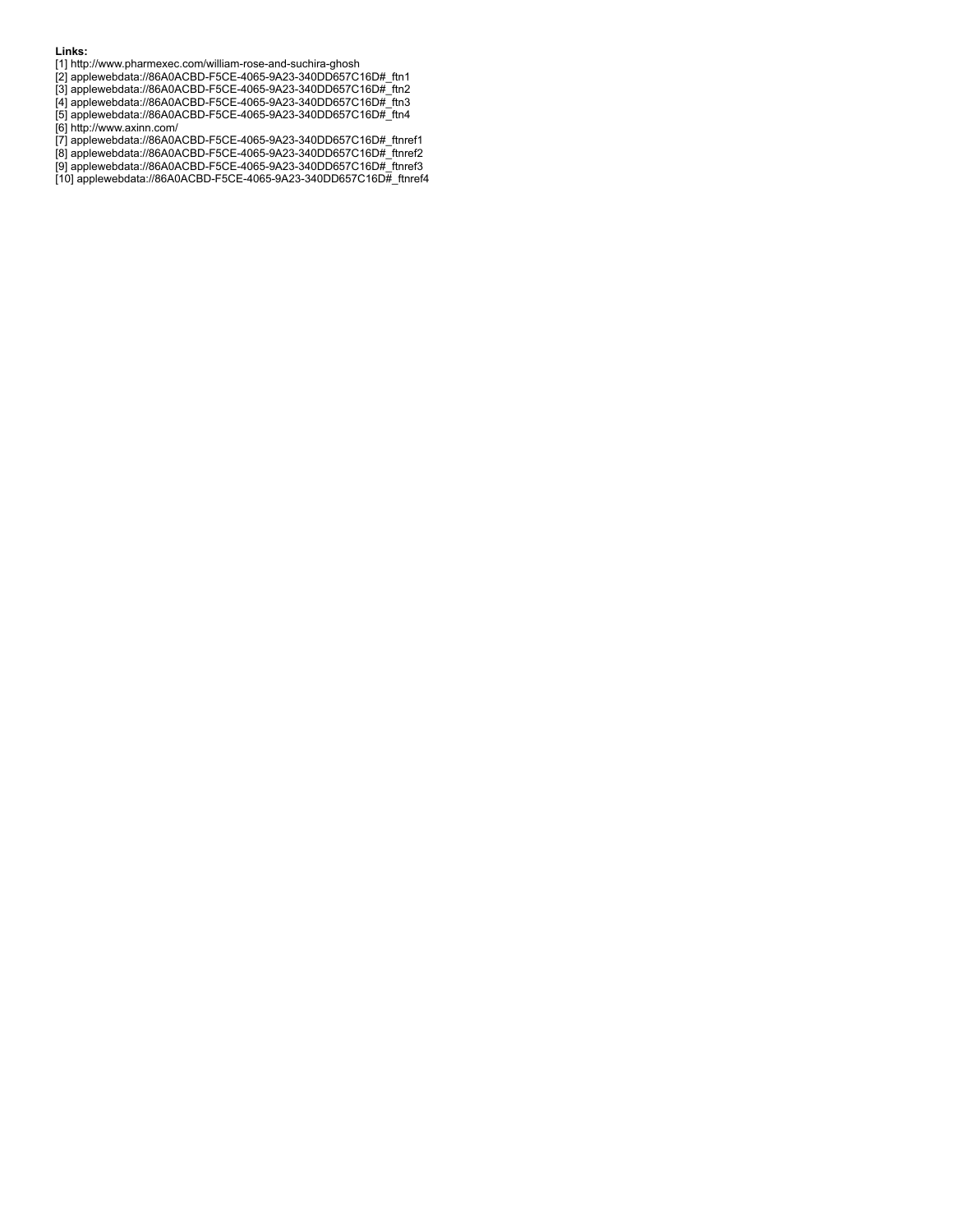**Links:**

[1] http://www.pharmexec.com/william-rose-and-suchira-ghosh
[2] applewebdata://86A0ACBD-F5CE-4065-9A23-340DD657C16D#_ftn1
[3] applewebdata://86A0ACBD-F5CE-4065-9A23-340DD657C16D#_ftn2
[4] applewebdata://86A0ACBD-F5CE-4065-9A23-340DD657C16D#_ftn3
[5] applewebdata://86A0ACBD-F5CE-4065-9A23-340DD657C16D#_ftn4
[6] http://www.axinn.com/
[7] applewebdata://86A0ACBD-F5CE-4065-9A23-340DD657C16D#_ftnref1
[8] applewebdata://86A0ACBD-F5CE-4065-9A23-340DD657C16D#_ftnref2
[9] applewebdata://86A0ACBD-F5CE-4065-9A23-340DD657C16D#_ftnref3
[10] applewebdata://86A0ACBD-F5CE-4065-9A23-340DD657C16D#_ftnref4